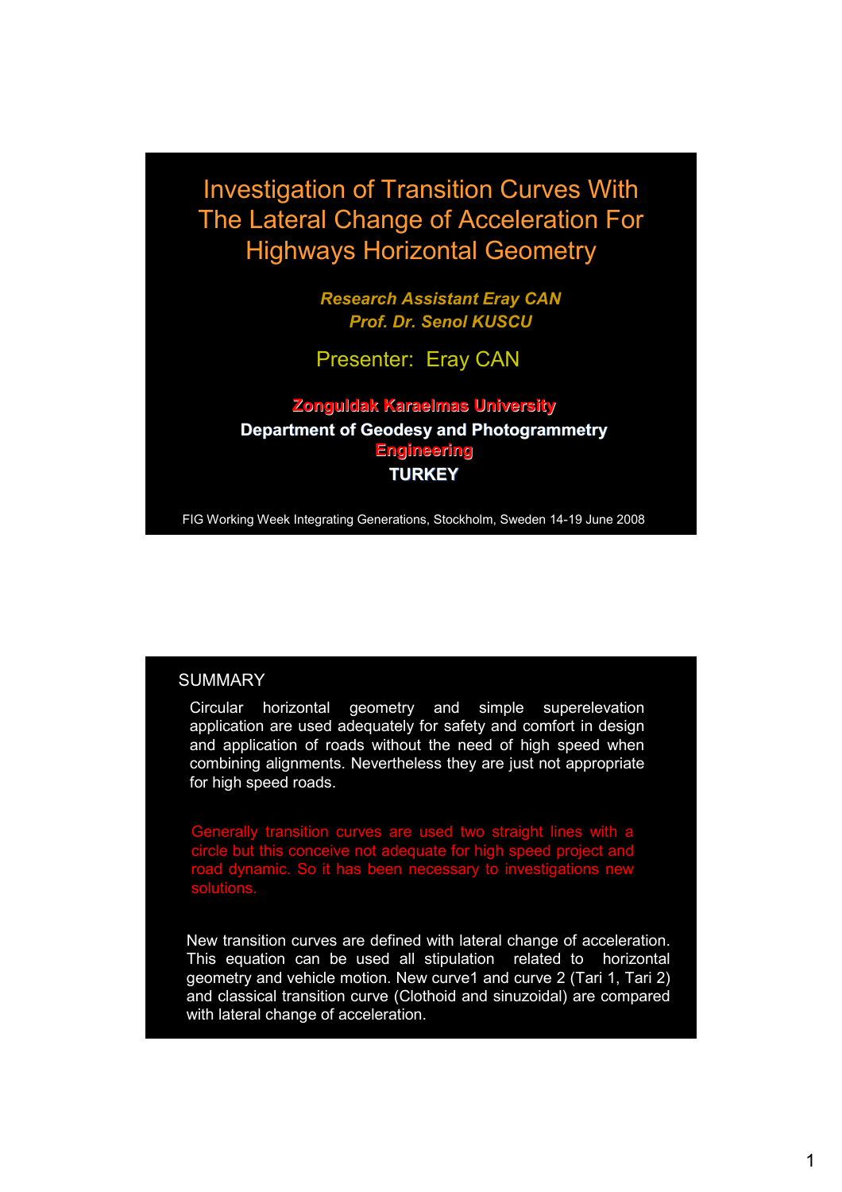# Investigation of Transition Curves With The Lateral Change of Acceleration For Highways Horizontal Geometry

***Research Assistant Eray CAN***
***Prof. Dr. Senol KUSCU***

Presenter: Eray CAN

**Zonguldak Karaelmas University**
**Department of Geodesy and Photogrammetry Engineering**
**TURKEY**

FIG Working Week Integrating Generations, Stockholm, Sweden 14-19 June 2008

## SUMMARY

Circular horizontal geometry and simple superelevation application are used adequately for safety and comfort in design and application of roads without the need of high speed when combining alignments. Nevertheless they are just not appropriate for high speed roads.

Generally transition curves are used two straight lines with a circle but this conceive not adequate for high speed project and road dynamic. So it has been necessary to investigations new solutions.

New transition curves are defined with lateral change of acceleration. This equation can be used all stipulation related to horizontal geometry and vehicle motion. New curve1 and curve 2 (Tari 1, Tari 2) and classical transition curve (Clothoid and sinuzoidal) are compared with lateral change of acceleration.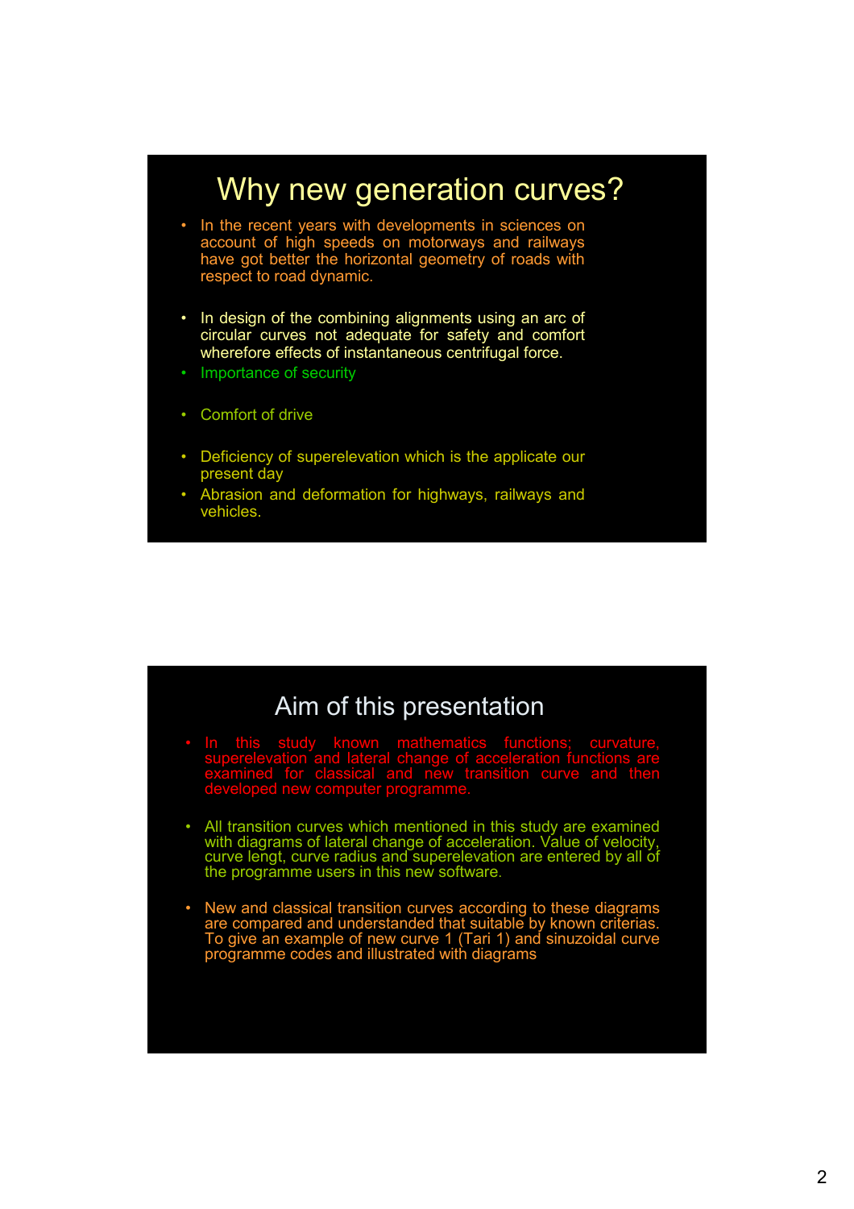# Why new generation curves?

- In the recent years with developments in sciences on account of high speeds on motorways and railways have got better the horizontal geometry of roads with respect to road dynamic.
- In design of the combining alignments using an arc of circular curves not adequate for safety and comfort wherefore effects of instantaneous centrifugal force.
- Importance of security
- Comfort of drive
- Deficiency of superelevation which is the applicate our present day
- Abrasion and deformation for highways, railways and vehicles.

# Aim of this presentation

- In this study known mathematics functions; curvature, superelevation and lateral change of acceleration functions are examined for classical and new transition curve and then developed new computer programme.
- All transition curves which mentioned in this study are examined with diagrams of lateral change of acceleration. Value of velocity, curve lengt, curve radius and superelevation are entered by all of the programme users in this new software.
- New and classical transition curves according to these diagrams are compared and understanded that suitable by known criterias. To give an example of new curve 1 (Tari 1) and sinuzoidal curve programme codes and illustrated with diagrams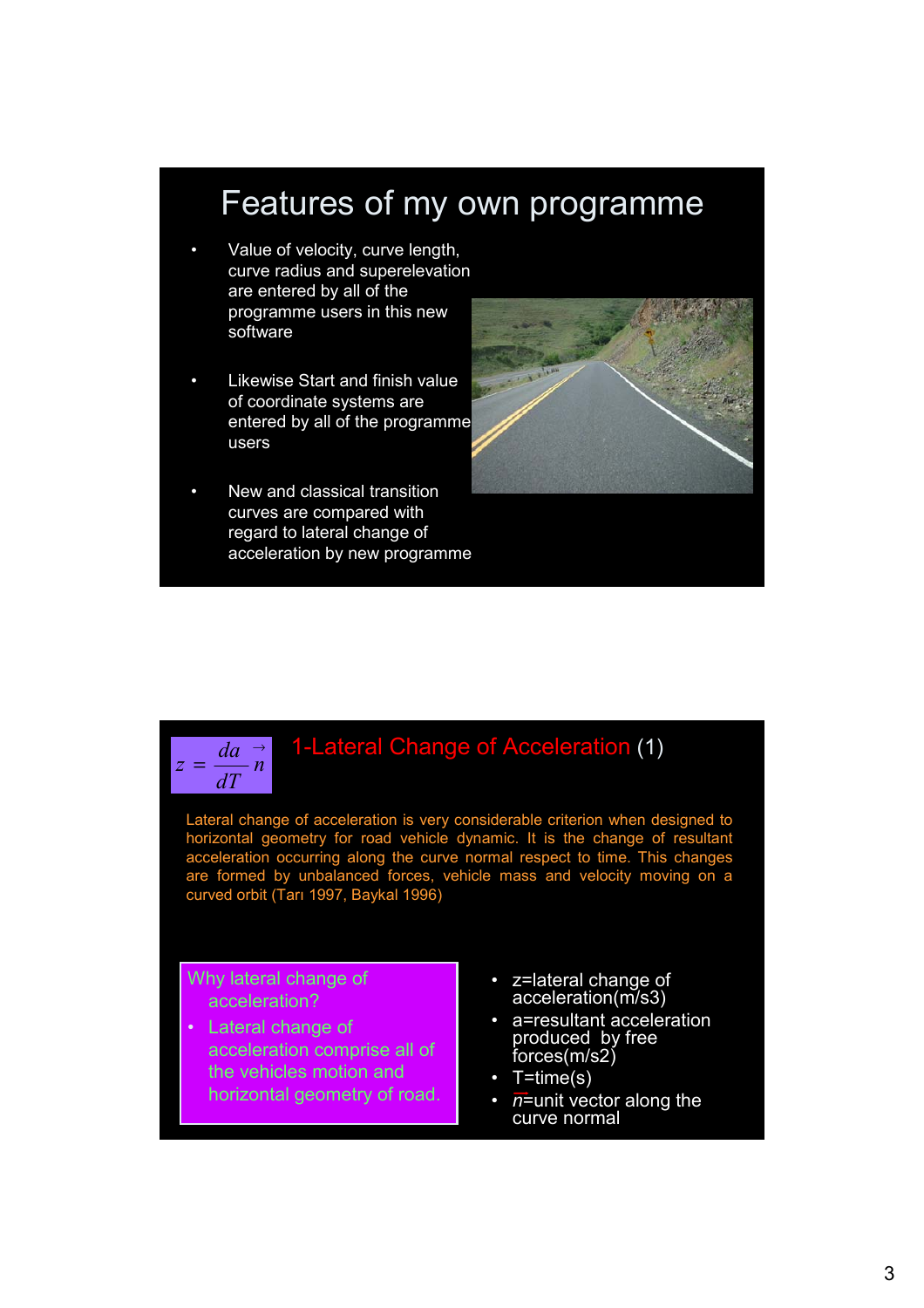# Features of my own programme

- Value of velocity, curve length, curve radius and superelevation are entered by all of the programme users in this new software
- Likewise Start and finish value of coordinate systems are entered by all of the programme users
- New and classical transition curves are compared with regard to lateral change of acceleration by new programme

$$z = \frac{da}{dT}\vec{n}$$

## 1-Lateral Change of Acceleration (1)

Lateral change of acceleration is very considerable criterion when designed to horizontal geometry for road vehicle dynamic. It is the change of resultant acceleration occurring along the curve normal respect to time. This changes are formed by unbalanced forces, vehicle mass and velocity moving on a curved orbit (Tarı 1997, Baykal 1996)

Why lateral change of acceleration?

- Lateral change of acceleration comprise all of the vehicles motion and horizontal geometry of road.

- z=lateral change of acceleration(m/s3)
- a=resultant acceleration produced by free forces(m/s2)
- T=time(s)
- $\vec{n}$=unit vector along the curve normal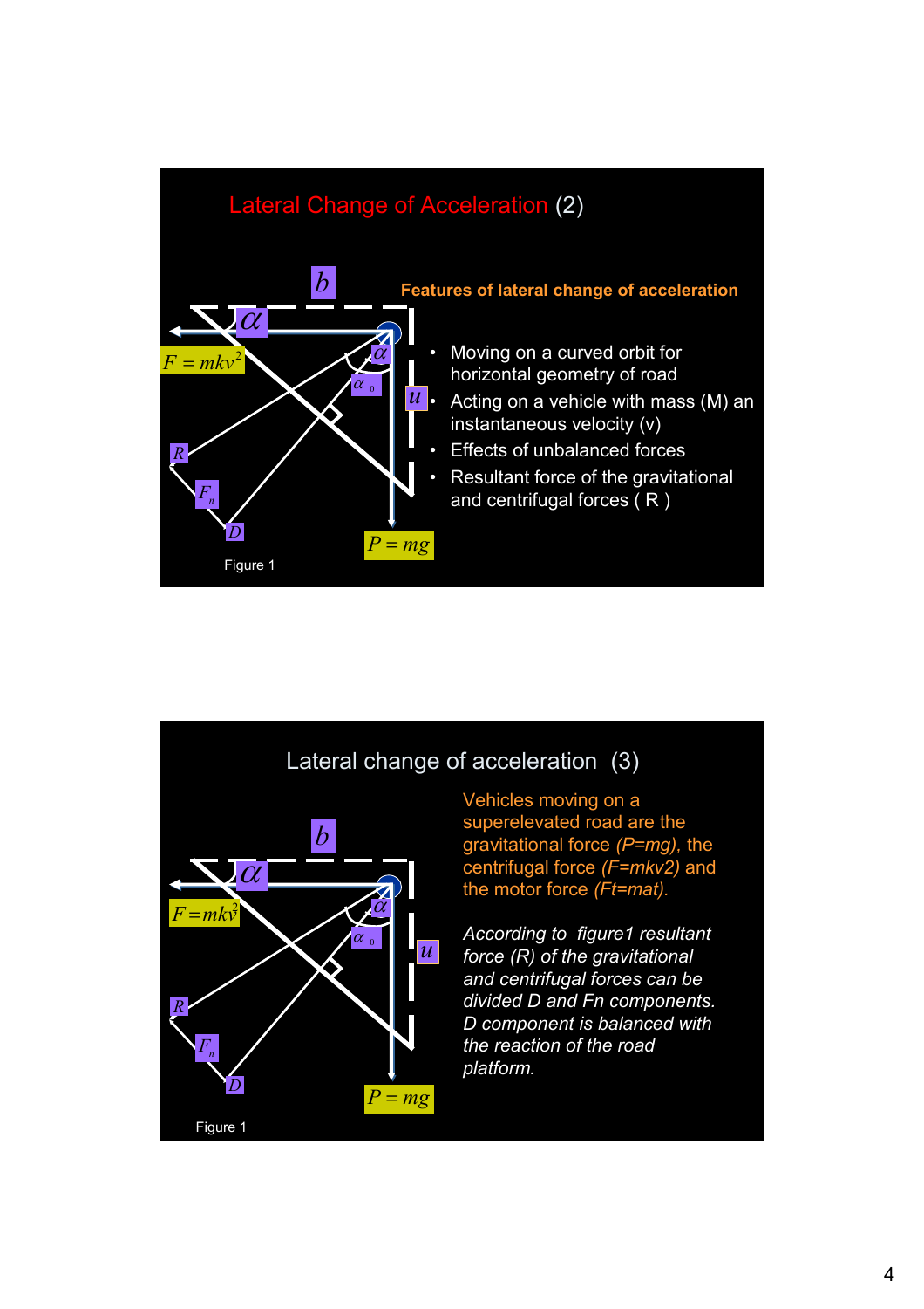## Lateral Change of Acceleration (2)

$b$

$\alpha$

$F = mkv^2$

$\alpha$

$\alpha_0$

$u$

$R$

$F_n$

$D$

$P = mg$

Figure 1

**Features of lateral change of acceleration**

- Moving on a curved orbit for horizontal geometry of road
- Acting on a vehicle with mass (M) an instantaneous velocity (v)
- Effects of unbalanced forces
- Resultant force of the gravitational and centrifugal forces ( R )

## Lateral change of acceleration (3)

$b$

$\alpha$

$F = mkv^2$

$\alpha$

$\alpha_0$

$u$

$R$

$F_n$

$D$

$P = mg$

Figure 1

Vehicles moving on a superelevated road are the gravitational force *(P=mg)*, the centrifugal force *(F=mkv2)* and the motor force *(Ft=mat)*.

*According to figure1 resultant force (R) of the gravitational and centrifugal forces can be divided D and Fn components. D component is balanced with the reaction of the road platform.*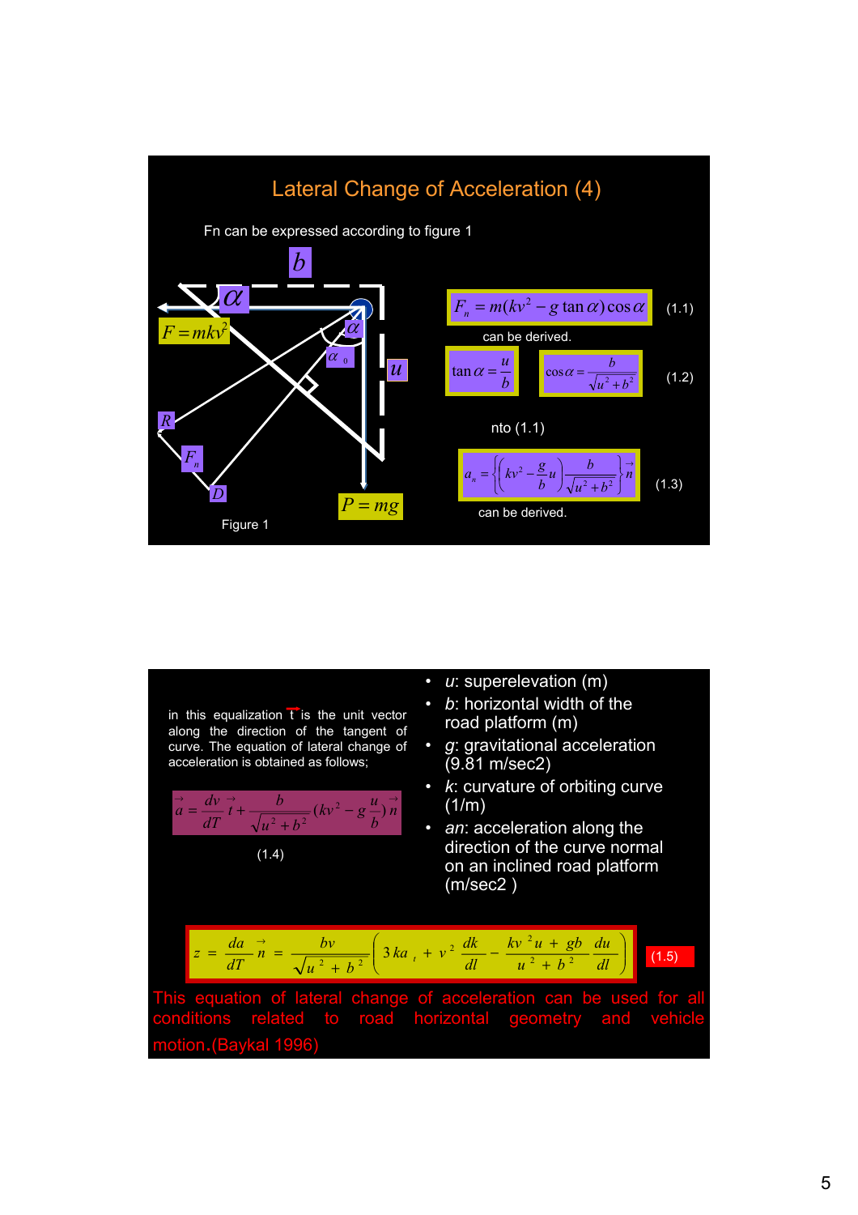## Lateral Change of Acceleration (4)

Fn can be expressed according to figure 1

Figure 1

$$F_n = m(kv^2 - g\tan\alpha)\cos\alpha \quad (1.1)$$

can be derived.

$$\tan\alpha = \frac{u}{b} \qquad \cos\alpha = \frac{b}{\sqrt{u^2+b^2}} \quad (1.2)$$

nto (1.1)

$$a_n = \left\{\left(kv^2 - \frac{g}{b}u\right)\frac{b}{\sqrt{u^2+b^2}}\right\}\vec{n} \quad (1.3)$$

can be derived.

in this equalization $\vec{t}$ is the unit vector along the direction of the tangent of curve. The equation of lateral change of acceleration is obtained as follows;

$$\vec{a} = \frac{dv}{dT}\vec{t} + \frac{b}{\sqrt{u^2+b^2}}\left(kv^2 - g\frac{u}{b}\right)\vec{n} \quad (1.4)$$

- $u$: superelevation (m)
- $b$: horizontal width of the road platform (m)
- $g$: gravitational acceleration (9.81 m/sec2)
- $k$: curvature of orbiting curve (1/m)
- $an$: acceleration along the direction of the curve normal on an inclined road platform (m/sec2 )

$$z = \frac{da}{dT}\vec{n} = \frac{bv}{\sqrt{u^2+b^2}}\left(3ka_t + v^2\frac{dk}{dl} - \frac{kv^2u + gb}{u^2+b^2}\frac{du}{dl}\right) \quad (1.5)$$

This equation of lateral change of acceleration can be used for all conditions related to road horizontal geometry and vehicle motion.(Baykal 1996)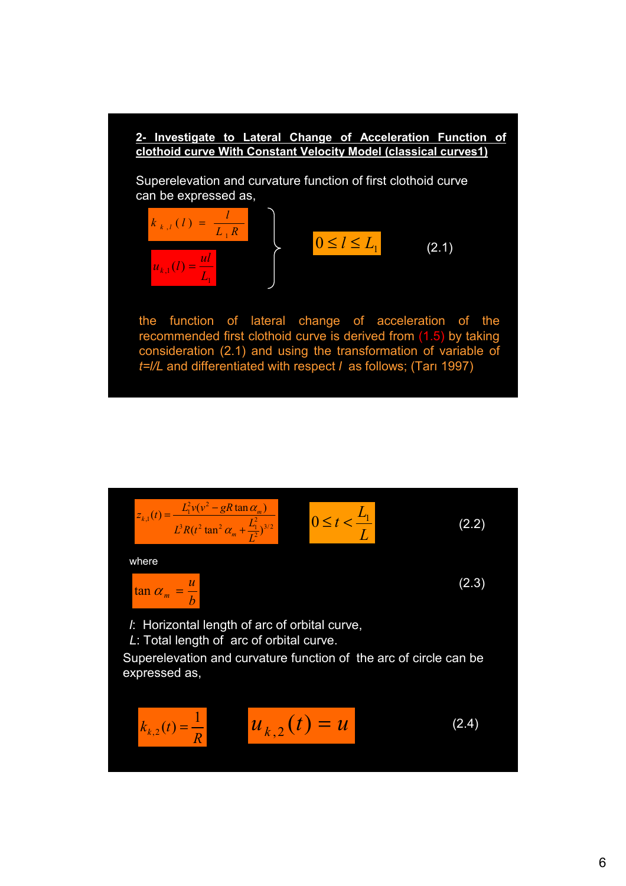**2- Investigate to Lateral Change of Acceleration Function of clothoid curve With Constant Velocity Model (classical curves1)**

Superelevation and curvature function of first clothoid curve can be expressed as,

$$\left.\begin{aligned} k_{k,l}(l) &= \frac{l}{L_1 R} \\ u_{k,1}(l) &= \frac{ul}{L_1} \end{aligned}\right\} \quad 0 \le l \le L_1 \qquad (2.1)$$

the function of lateral change of acceleration of the recommended first clothoid curve is derived from (1.5) by taking consideration (2.1) and using the transformation of variable of *t=l/L* and differentiated with respect *l* as follows; (Tarı 1997)

$$z_{k,1}(t) = \frac{L_1^2 v(v^2 - gR\tan\alpha_m)}{L^3 R(t^2 \tan^2\alpha_m + \frac{L_1^2}{L^2})^{3/2}} \qquad 0 \le t < \frac{L_1}{L} \qquad (2.2)$$

where

$$\tan\alpha_m = \frac{u}{b} \qquad (2.3)$$

*l*: Horizontal length of arc of orbital curve,
*L*: Total length of arc of orbital curve.

Superelevation and curvature function of the arc of circle can be expressed as,

$$k_{k,2}(t) = \frac{1}{R} \qquad u_{k,2}(t) = u \qquad (2.4)$$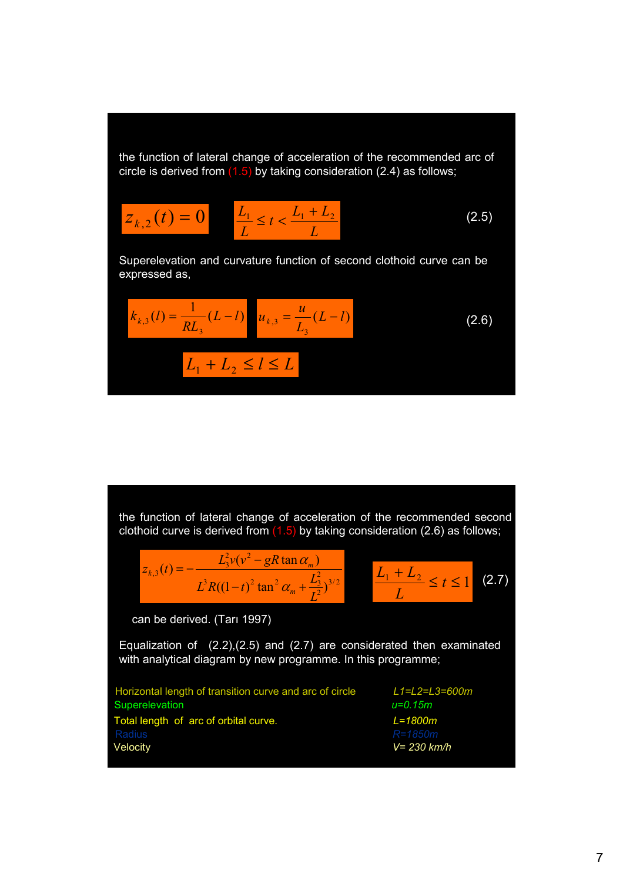the function of lateral change of acceleration of the recommended arc of circle is derived from (1.5) by taking consideration (2.4) as follows;

$$z_{k,2}(t) = 0 \qquad \frac{L_1}{L} \leq t < \frac{L_1 + L_2}{L} \tag{2.5}$$

Superelevation and curvature function of second clothoid curve can be expressed as,

$$k_{k,3}(l) = \frac{1}{RL_3}(L - l) \qquad u_{k,3} = \frac{u}{L_3}(L - l) \tag{2.6}$$

$$L_1 + L_2 \leq l \leq L$$

the function of lateral change of acceleration of the recommended second clothoid curve is derived from (1.5) by taking consideration (2.6) as follows;

$$z_{k,3}(t) = -\frac{L_3^2 v(v^2 - gR\tan\alpha_m)}{L^3 R((1-t)^2 \tan^2\alpha_m + \frac{L_3^2}{L^2})^{3/2}} \qquad \frac{L_1 + L_2}{L} \leq t \leq 1 \tag{2.7}$$

can be derived. (Tarı 1997)

Equalization of (2.2),(2.5) and (2.7) are considerated then examinated with analytical diagram by new programme. In this programme;

| | |
|---|---|
| Horizontal length of transition curve and arc of circle | $L1=L2=L3=600m$ |
| Superelevation | $u=0.15m$ |
| Total length of arc of orbital curve. | $L=1800m$ |
| Radius | $R=1850m$ |
| Velocity | $V= 230$ km/h |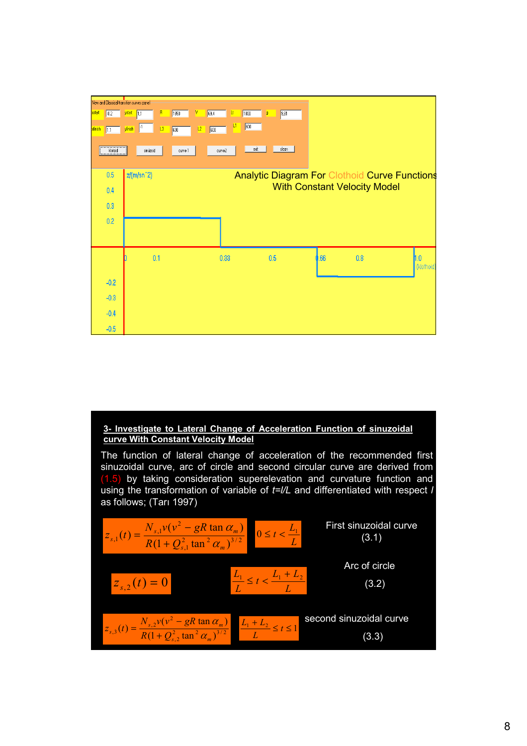New and Classical transition curves panel

| xstart | 0.2 | ystart | 1,1 | R | 1850 | V | 69,4 | Lt | 1800 | g | 9,81 |
|---|---|---|---|---|---|---|---|---|---|---|---|
| xfinish | 1,1 | yfinish | -1 | L3 | 600 | L2 | 600 | L1 | 600 | | |

klotoid | sinizoid | curve 1 | curve2 | exit | clean

Analytic Diagram For Clothoid Curve Functions With Constant Velocity Model

z/(m/sn^2)

0.5, 0.4, 0.3, 0.2, -0.2, -0.3, -0.4, -0.5

0, 0.1, 0.33, 0.5, 0.66, 0.8, 1.0 (klothoid)

**3- Investigate to Lateral Change of Acceleration Function of sinuzoidal curve With Constant Velocity Model**

The function of lateral change of acceleration of the recommended first sinuzoidal curve, arc of circle and second circular curve are derived from (1.5) by taking consideration superelevation and curvature function and using the transformation of variable of $t=l/L$ and differentiated with respect $l$ as follows; (Tarı 1997)

$$z_{s,1}(t) = \frac{N_{s,1} v(v^2 - gR\tan\alpha_m)}{R(1 + Q_{s,1}^2 \tan^2\alpha_m)^{3/2}} \qquad 0 \le t < \frac{L_1}{L}$$

First sinuzoidal curve (3.1)

$$z_{s,2}(t) = 0 \qquad \frac{L_1}{L} \le t < \frac{L_1 + L_2}{L}$$

Arc of circle (3.2)

$$z_{s,3}(t) = \frac{N_{s,2} v(v^2 - gR\tan\alpha_m)}{R(1 + Q_{s,2}^2 \tan^2\alpha_m)^{3/2}} \qquad \frac{L_1 + L_2}{L} \le t \le 1$$

second sinuzoidal curve (3.3)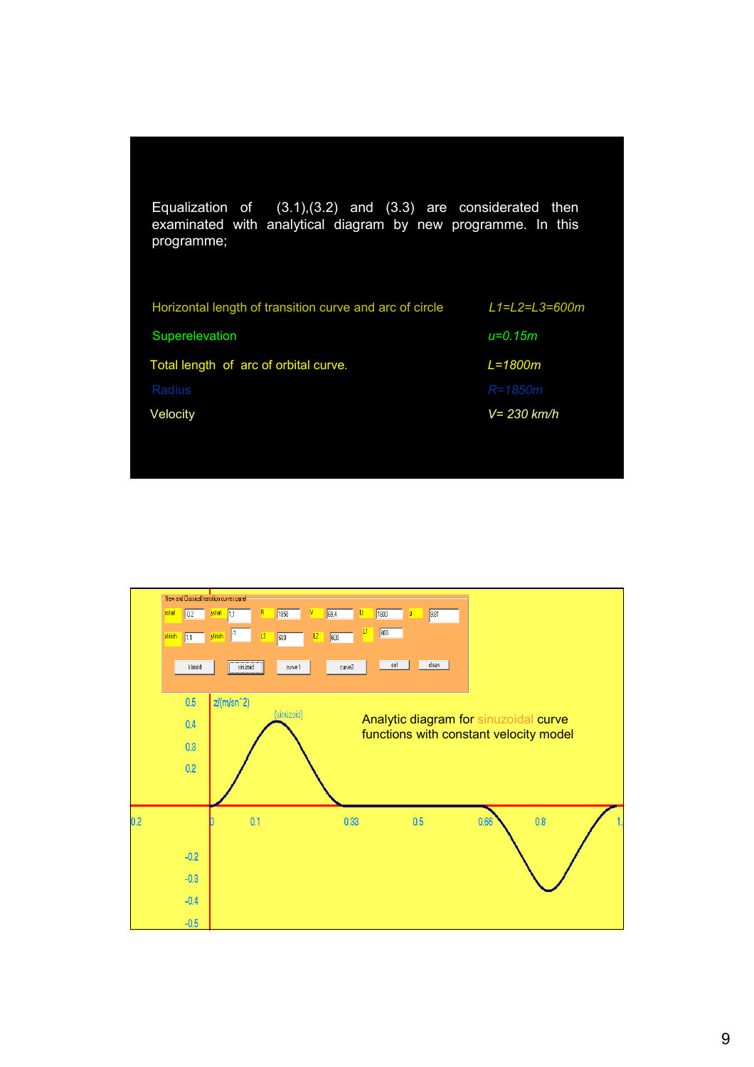Equalization of (3.1),(3.2) and (3.3) are considered then examinated with analytical diagram by new programme. In this programme;

| | |
|---|---|
| Horizontal length of transition curve and arc of circle | $L1=L2=L3=600m$ |
| Superelevation | $u=0.15m$ |
| Total length of arc of orbital curve. | $L=1800m$ |
| Radius | $R=1850m$ |
| Velocity | $V= 230\ km/h$ |

Analytic diagram for sinuzoidal curve functions with constant velocity model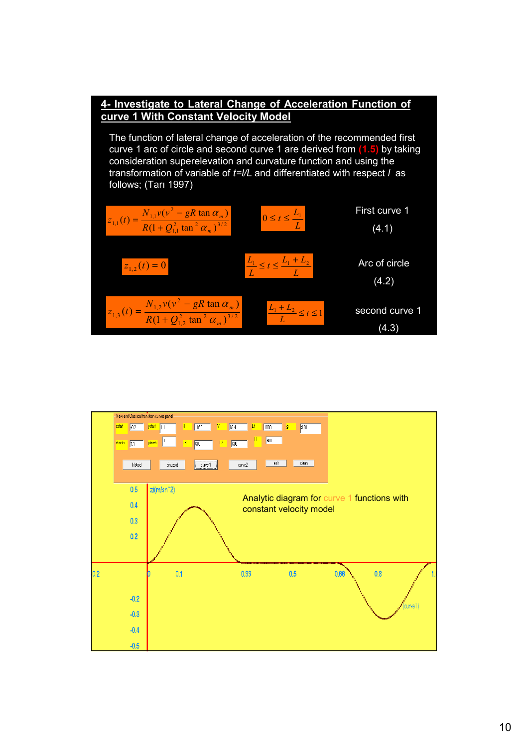## 4- Investigate to Lateral Change of Acceleration Function of curve 1 With Constant Velocity Model

The function of lateral change of acceleration of the recommended first curve 1 arc of circle and second curve 1 are derived from **(1.5)** by taking consideration superelevation and curvature function and using the transformation of variable of $t=l/L$ and differentiated with respect $l$ as follows; (Tarı 1997)

$$z_{1,1}(t) = \frac{N_{1,1} v(v^2 - gR\tan\alpha_m)}{R(1+Q_{1,1}^2 \tan^2\alpha_m)^{3/2}} \qquad 0 \le t \le \frac{L_1}{L} \qquad \text{First curve 1} \quad (4.1)$$

$$z_{1,2}(t) = 0 \qquad \frac{L_1}{L} \le t \le \frac{L_1 + L_2}{L} \qquad \text{Arc of circle} \quad (4.2)$$

$$z_{1,3}(t) = \frac{N_{1,2} v(v^2 - gR\tan\alpha_m)}{R(1+Q_{1,2}^2 \tan^2\alpha_m)^{3/2}} \qquad \frac{L_1 + L_2}{L} \le t \le 1 \qquad \text{second curve 1} \quad (4.3)$$

Analytic diagram for curve 1 functions with constant velocity model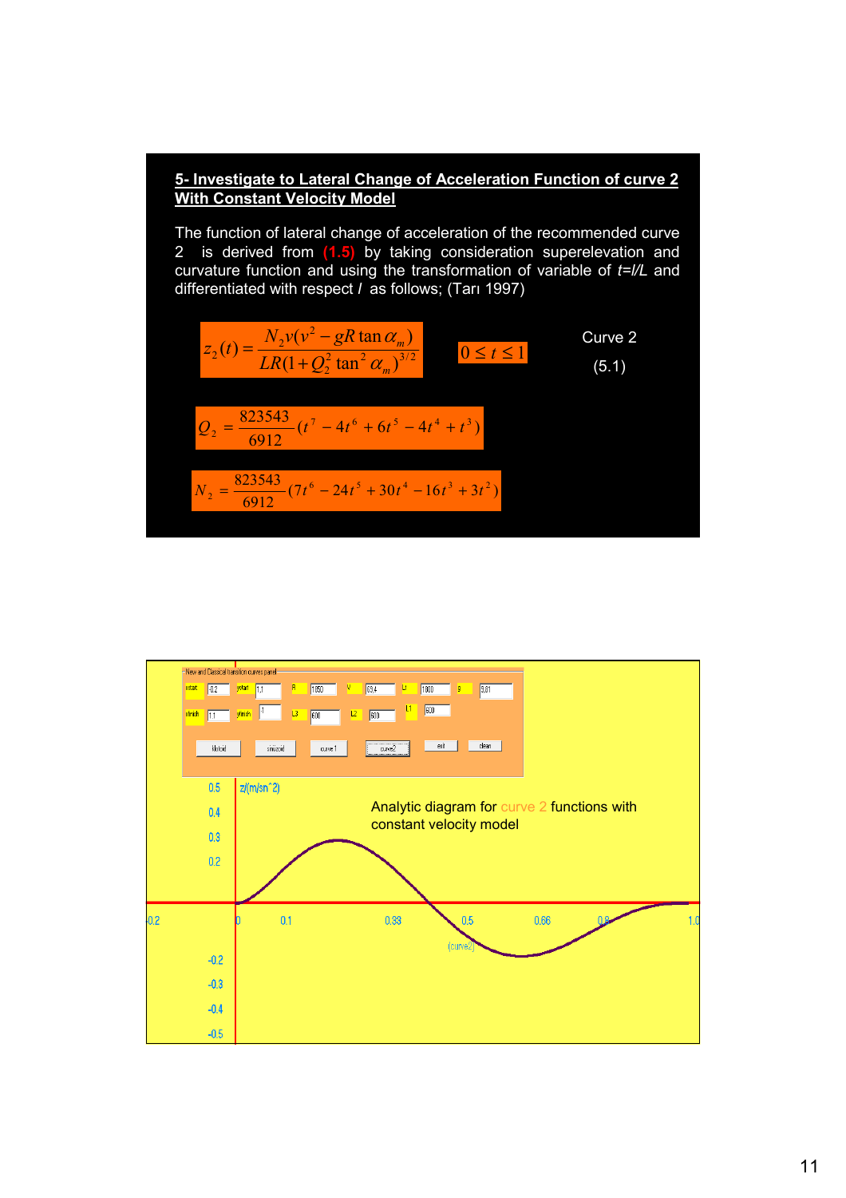## 5- Investigate to Lateral Change of Acceleration Function of curve 2 With Constant Velocity Model

The function of lateral change of acceleration of the recommended curve 2 is derived from (1.5) by taking consideration superelevation and curvature function and using the transformation of variable of $t=l/L$ and differentiated with respect $l$ as follows; (Tarı 1997)

$$z_2(t) = \frac{N_2 v(v^2 - gR\tan\alpha_m)}{LR(1+Q_2^2\tan^2\alpha_m)^{3/2}} \qquad 0 \le t \le 1 \qquad \text{Curve 2} \quad (5.1)$$

$$Q_2 = \frac{823543}{6912}(t^7 - 4t^6 + 6t^5 - 4t^4 + t^3)$$

$$N_2 = \frac{823543}{6912}(7t^6 - 24t^5 + 30t^4 - 16t^3 + 3t^2)$$

Analytic diagram for curve 2 functions with constant velocity model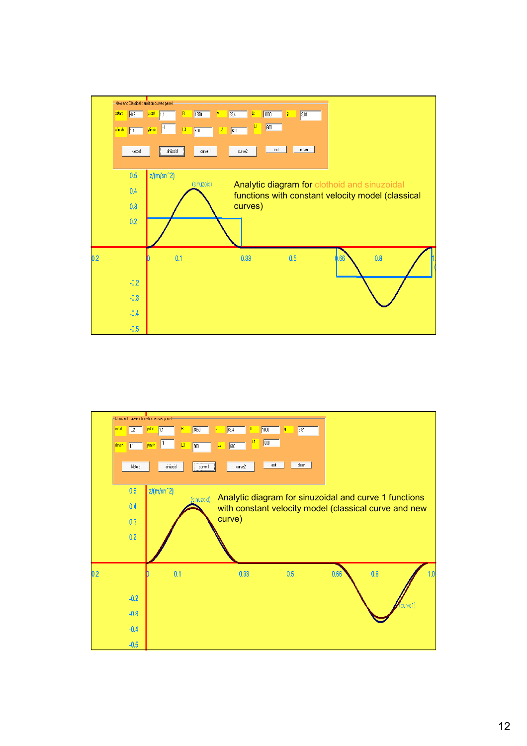Analytic diagram for clothoid and sinuzoidal functions with constant velocity model (classical curves)

Analytic diagram for sinuzoidal and curve 1 functions with constant velocity model (classical curve and new curve)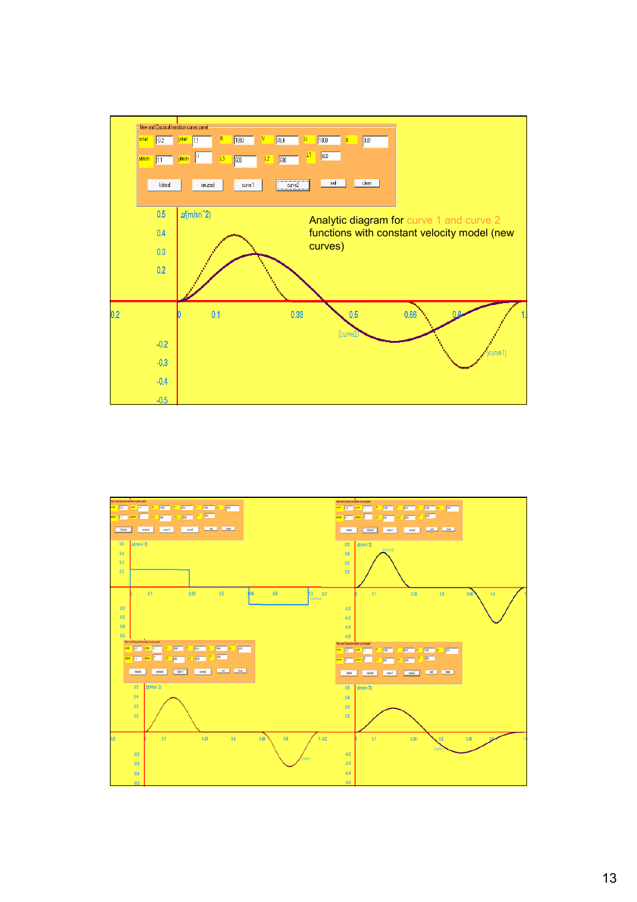New and Classical transition curves panel

| xstart | 0.2 | ystart | 1.1 | R | 1650 | V | 89.4 | Lt | 1800 | g | 9.81 |
|---|---|---|---|---|---|---|---|---|---|---|---|
| xfinish | 1.1 | yfinish | -1 | L3 | 600 | L2 | 600 | L1 | 600 | | |

kloloid · sinusoid · curve 1 · curve2 · exit · clean

$z/(m/sn^2)$

Analytic diagram for curve 1 and curve 2 functions with constant velocity model (new curves)

(curve2) (curve1)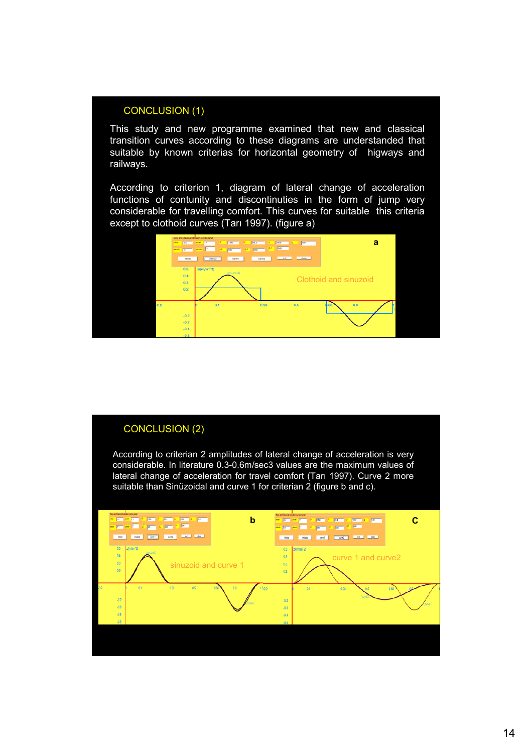## CONCLUSION (1)

This study and new programme examined that new and classical transition curves according to these diagrams are understanded that suitable by known criterias for horizontal geometry of higways and railways.

According to criterion 1, diagram of lateral change of acceleration functions of contunity and discontinuities in the form of jump very considerable for travelling comfort. This curves for suitable this criteria except to clothoid curves (Tarı 1997). (figure a)

## CONCLUSION (2)

According to criterian 2 amplitudes of lateral change of acceleration is very considerable. In literature 0.3-0.6m/sec3 values are the maximum values of lateral change of acceleration for travel comfort (Tarı 1997). Curve 2 more suitable than Sinüzoidal and curve 1 for criterian 2 (figure b and c).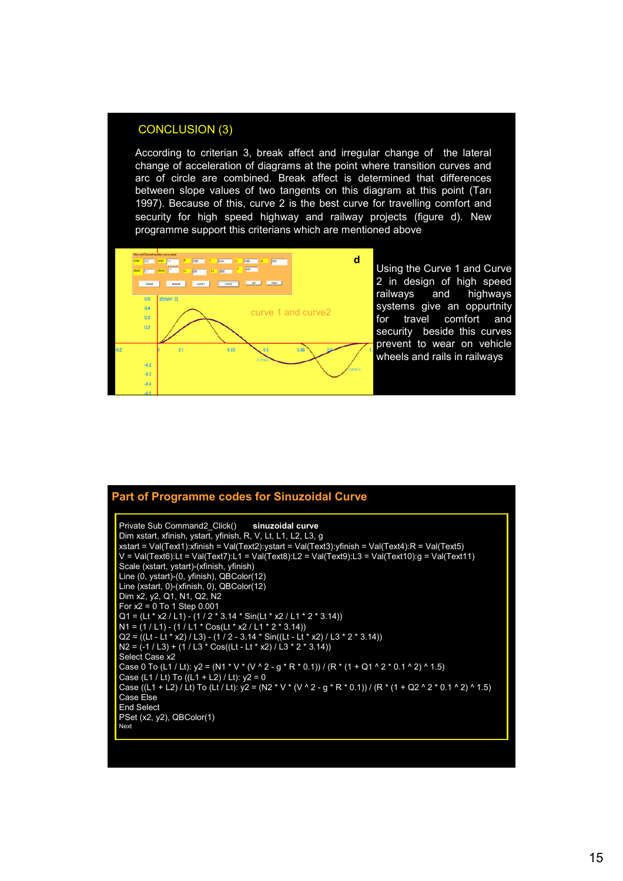## CONCLUSION (3)

According to criterian 3, break affect and irregular change of the lateral change of acceleration of diagrams at the point where transition curves and arc of circle are combined. Break affect is determined that differences between slope values of two tangents on this diagram at this point (Tarı 1997). Because of this, curve 2 is the best curve for travelling comfort and security for high speed highway and railway projects (figure d). New programme support this criterians which are mentioned above

Using the Curve 1 and Curve 2 in design of high speed railways and highways systems give an oppurtnity for travel comfort and security beside this curves prevent to wear on vehicle wheels and rails in railways

## Part of Programme codes for Sinuzoidal Curve

```
Private Sub Command2_Click()     sinuzoidal curve
Dim xstart, xfinish, ystart, yfinish, R, V, Lt, L1, L2, L3, g
xstart = Val(Text1):xfinish = Val(Text2):ystart = Val(Text3):yfinish = Val(Text4):R = Val(Text5)
V = Val(Text6):Lt = Val(Text7):L1 = Val(Text8):L2 = Val(Text9):L3 = Val(Text10):g = Val(Text11)
Scale (xstart, ystart)-(xfinish, yfinish)
Line (0, ystart)-(0, yfinish), QBColor(12)
Line (xstart, 0)-(xfinish, 0), QBColor(12)
Dim x2, y2, Q1, N1, Q2, N2
For x2 = 0 To 1 Step 0.001
Q1 = (Lt * x2 / L1) - (1 / 2 * 3.14 * Sin(Lt * x2 / L1 * 2 * 3.14))
N1 = (1 / L1) - (1 / L1 * Cos(Lt * x2 / L1 * 2 * 3.14))
Q2 = ((Lt - Lt * x2) / L3) - (1 / 2 - 3.14 * Sin((Lt - Lt * x2) / L3 * 2 * 3.14))
N2 = (-1 / L3) + (1 / L3 * Cos((Lt - Lt * x2) / L3 * 2 * 3.14))
Select Case x2
Case 0 To (L1 / Lt): y2 = (N1 * V * (V ^ 2 - g * R * 0.1)) / (R * (1 + Q1 ^ 2 * 0.1 ^ 2) ^ 1.5)
Case (L1 / Lt) To ((L1 + L2) / Lt): y2 = 0
Case ((L1 + L2) / Lt) To (Lt / Lt): y2 = (N2 * V * (V ^ 2 - g * R * 0.1)) / (R * (1 + Q2 ^ 2 * 0.1 ^ 2) ^ 1.5)
Case Else
End Select
PSet (x2, y2), QBColor(1)
Next
```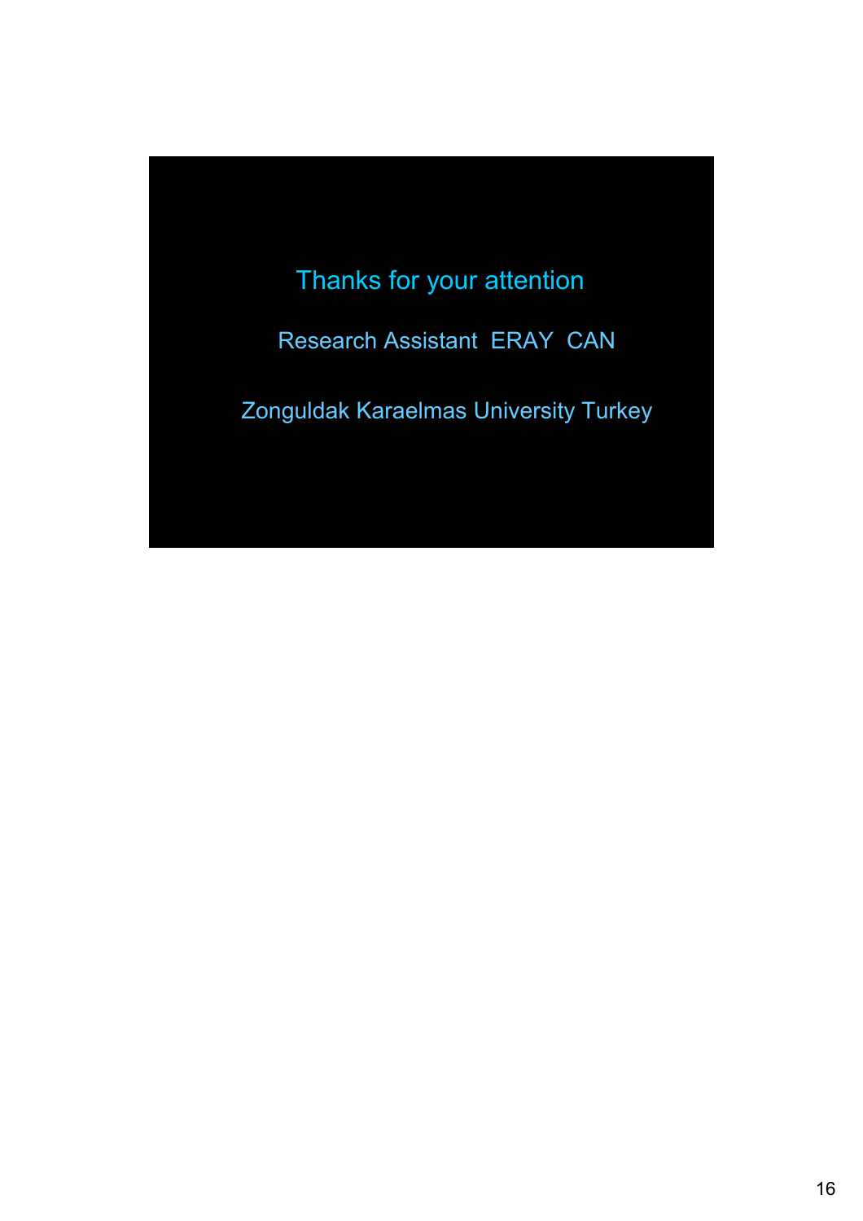Thanks for your attention

Research Assistant ERAY CAN

Zonguldak Karaelmas University Turkey